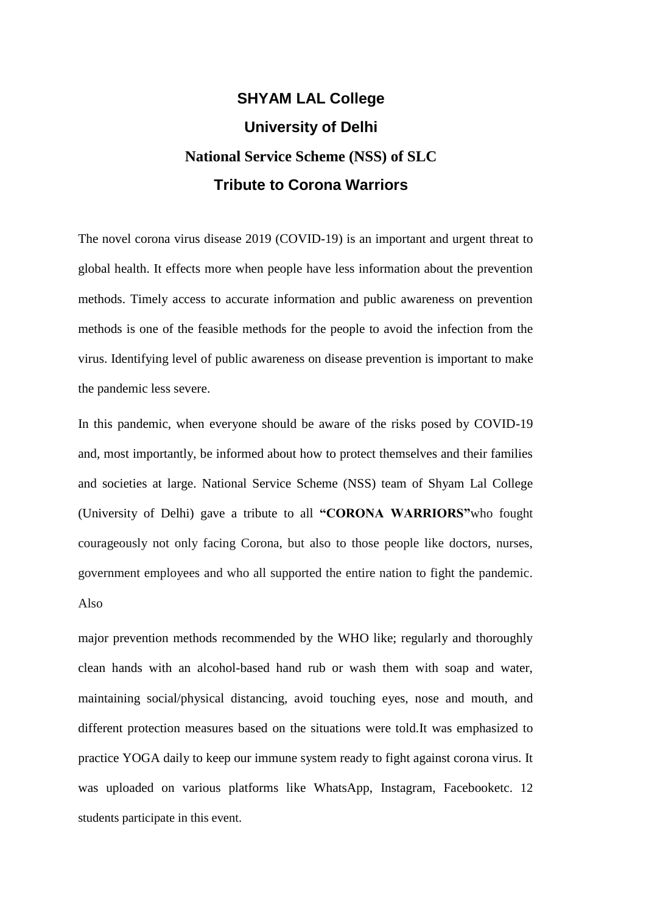# SHYAM LAL College

## University of Delhi

## National Service Scheme (NSS) of SLC

## Tribute to Corona Warriors

The novel corona virus disease 2019 (COVID-19) is an important and urgent threat to global health. It effects more when people have less information about the prevention methods. Timely access to accurate information and public awareness on prevention methods is one of the feasible methods for the people to avoid the infection from the virus. Identifying level of public awareness on disease prevention is important to make the pandemic less severe.

In this pandemic, when everyone should be aware of the risks posed by COVID-19 and, most importantly, be informed about how to protect themselves and their families and societies at large. National Service Scheme (NSS) team of Shyam Lal College (University of Delhi) gave a tribute to all **"CORONA WARRIORS"**who fought courageously not only facing Corona, but also to those people like doctors, nurses, government employees and who all supported the entire nation to fight the pandemic. Also

major prevention methods recommended by the WHO like; regularly and thoroughly clean hands with an alcohol-based hand rub or wash them with soap and water, maintaining social/physical distancing, avoid touching eyes, nose and mouth, and different protection measures based on the situations were told.It was emphasized to practice YOGA daily to keep our immune system ready to fight against corona virus. It was uploaded on various platforms like WhatsApp, Instagram, Facebooketc. 12 students participate in this event.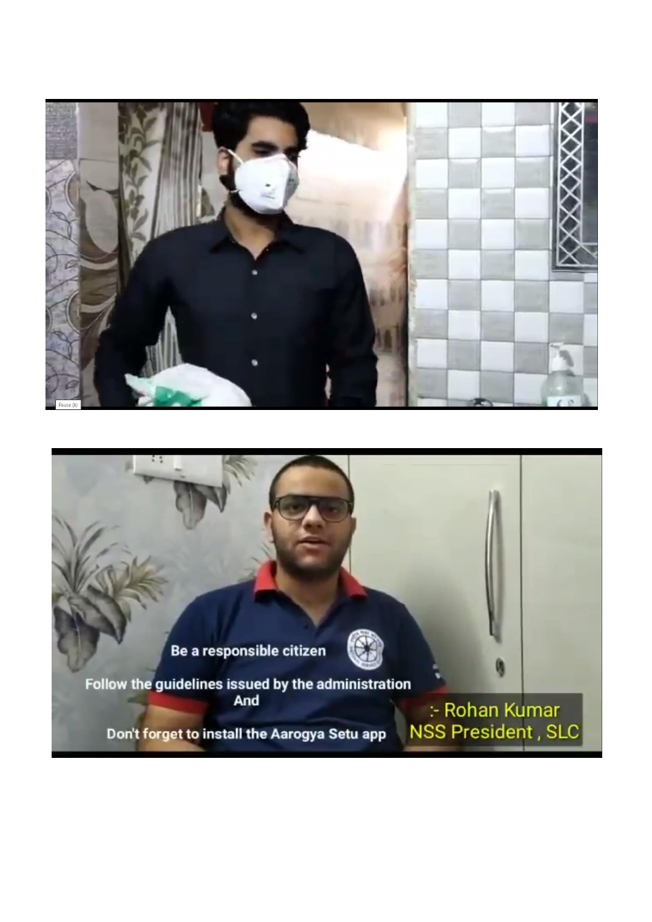Be a responsible citizen

Follow the guidelines issued by the administration
And

Don't forget to install the Aarogya Setu app

:- Rohan Kumar
NSS President , SLC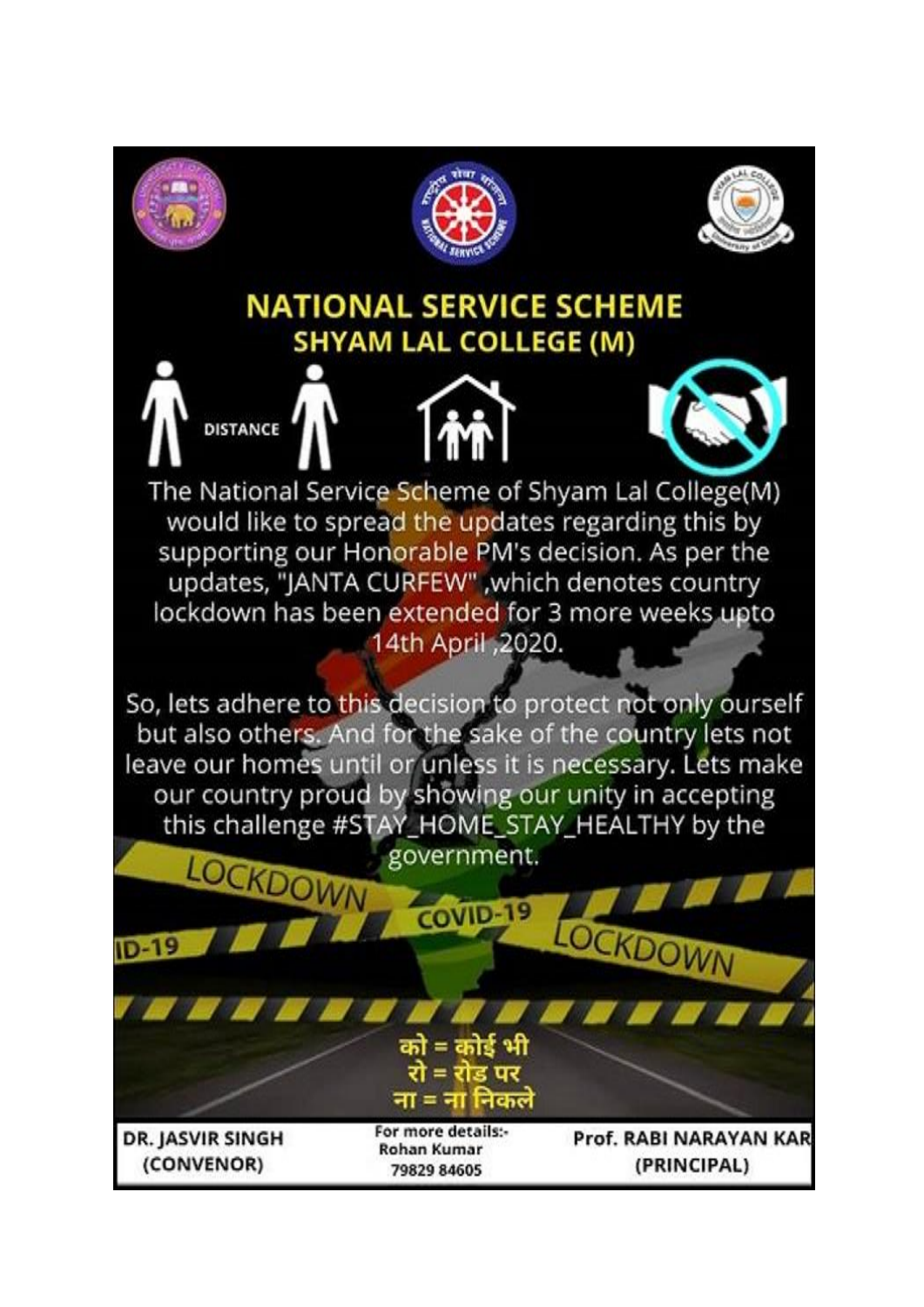# NATIONAL SERVICE SCHEME
## SHYAM LAL COLLEGE (M)

DISTANCE

The National Service Scheme of Shyam Lal College(M) would like to spread the updates regarding this by supporting our Honorable PM's decision. As per the updates, "JANTA CURFEW" ,which denotes country lockdown has been extended for 3 more weeks upto 14th April ,2020.

So, lets adhere to this decision to protect not only ourself but also others. And for the sake of the country lets not leave our homes until or unless it is necessary. Lets make our country proud by showing our unity in accepting this challenge #STAY_HOME_STAY_HEALTHY by the government.

LOCKDOWN

COVID-19

LOCKDOWN

को = कोई भी
रो = रोड पर
ना = ना निकले

**DR. JASVIR SINGH**
**(CONVENOR)**

For more details:-
Rohan Kumar
79829 84605

**Prof. RABI NARAYAN KAR**
**(PRINCIPAL)**